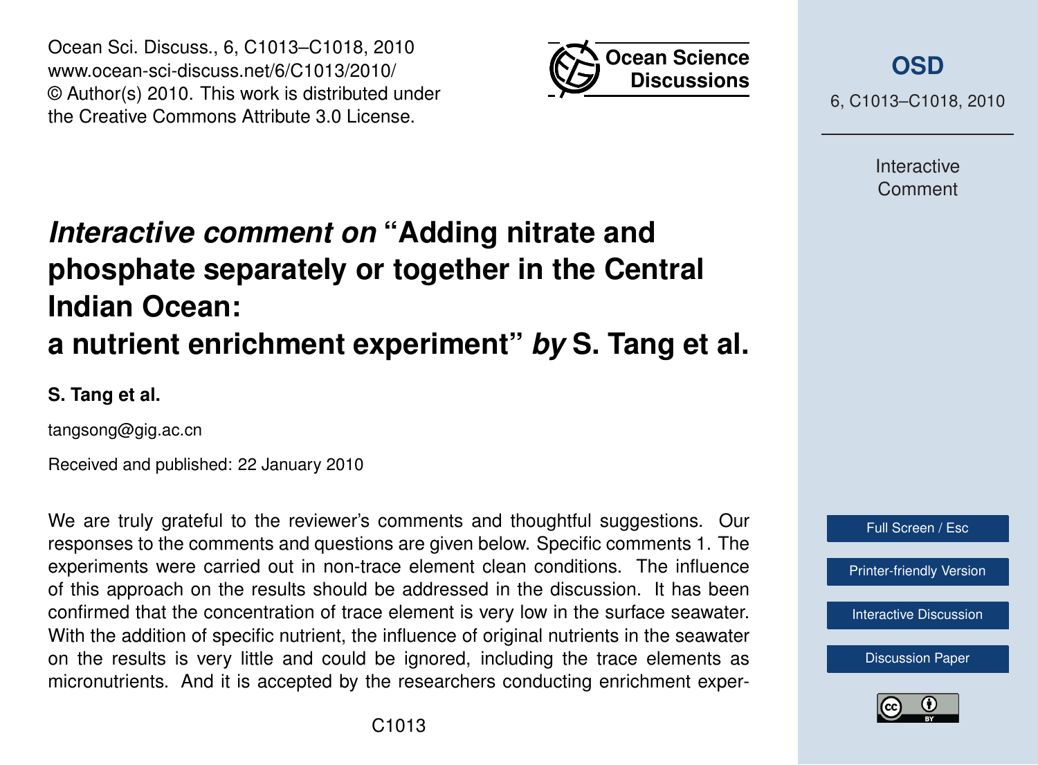# *Interactive comment on* "Adding nitrate and phosphate separately or together in the Central Indian Ocean: a nutrient enrichment experiment" *by* S. Tang et al.

**S. Tang et al.**

tangsong@gig.ac.cn

Received and published: 22 January 2010

We are truly grateful to the reviewer's comments and thoughtful suggestions. Our responses to the comments and questions are given below. Specific comments 1. The experiments were carried out in non-trace element clean conditions. The influence of this approach on the results should be addressed in the discussion. It has been confirmed that the concentration of trace element is very low in the surface seawater. With the addition of specific nutrient, the influence of original nutrients in the seawater on the results is very little and could be ignored, including the trace elements as micronutrients. And it is accepted by the researchers conducting enrichment exper-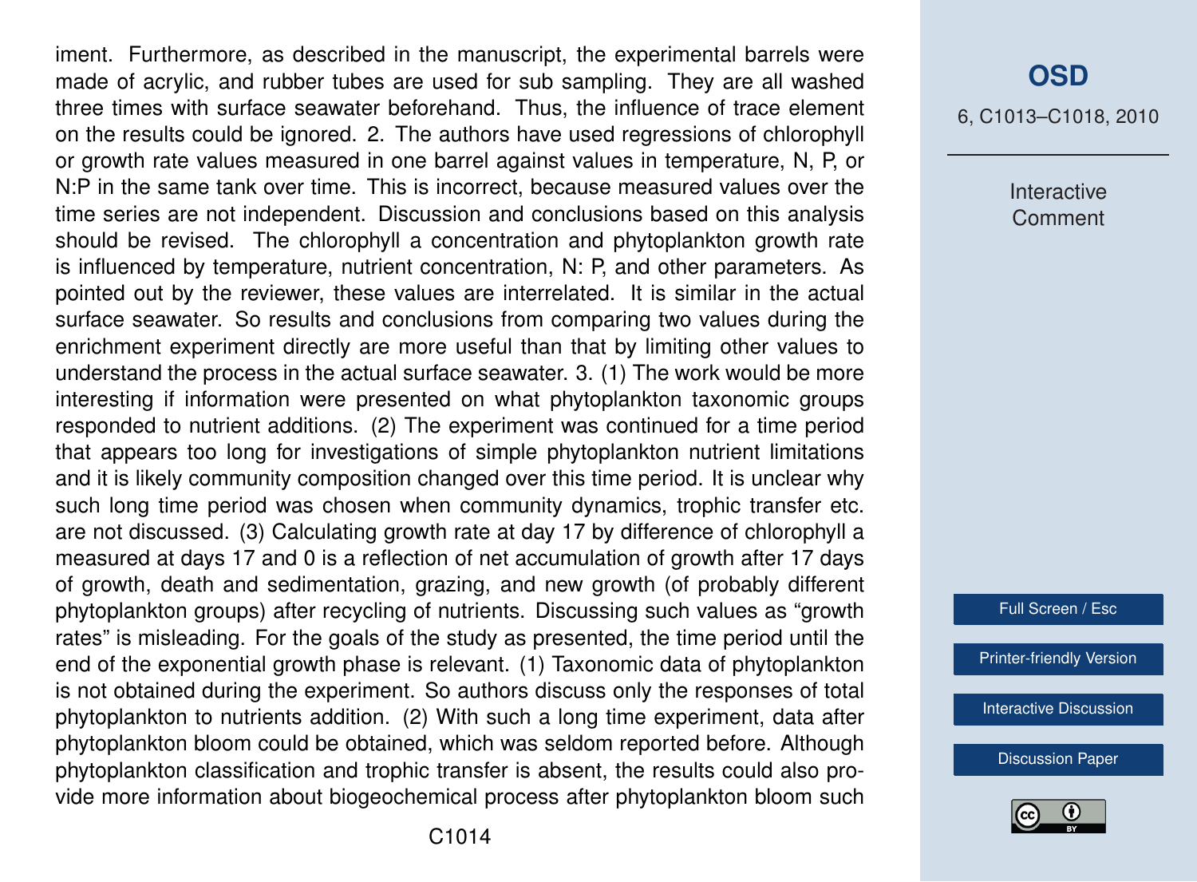iment. Furthermore, as described in the manuscript, the experimental barrels were made of acrylic, and rubber tubes are used for sub sampling. They are all washed three times with surface seawater beforehand. Thus, the influence of trace element on the results could be ignored. 2. The authors have used regressions of chlorophyll or growth rate values measured in one barrel against values in temperature, N, P, or N:P in the same tank over time. This is incorrect, because measured values over the time series are not independent. Discussion and conclusions based on this analysis should be revised. The chlorophyll a concentration and phytoplankton growth rate is influenced by temperature, nutrient concentration, N: P, and other parameters. As pointed out by the reviewer, these values are interrelated. It is similar in the actual surface seawater. So results and conclusions from comparing two values during the enrichment experiment directly are more useful than that by limiting other values to understand the process in the actual surface seawater. 3. (1) The work would be more interesting if information were presented on what phytoplankton taxonomic groups responded to nutrient additions. (2) The experiment was continued for a time period that appears too long for investigations of simple phytoplankton nutrient limitations and it is likely community composition changed over this time period. It is unclear why such long time period was chosen when community dynamics, trophic transfer etc. are not discussed. (3) Calculating growth rate at day 17 by difference of chlorophyll a measured at days 17 and 0 is a reflection of net accumulation of growth after 17 days of growth, death and sedimentation, grazing, and new growth (of probably different phytoplankton groups) after recycling of nutrients. Discussing such values as "growth rates" is misleading. For the goals of the study as presented, the time period until the end of the exponential growth phase is relevant. (1) Taxonomic data of phytoplankton is not obtained during the experiment. So authors discuss only the responses of total phytoplankton to nutrients addition. (2) With such a long time experiment, data after phytoplankton bloom could be obtained, which was seldom reported before. Although phytoplankton classification and trophic transfer is absent, the results could also provide more information about biogeochemical process after phytoplankton bloom such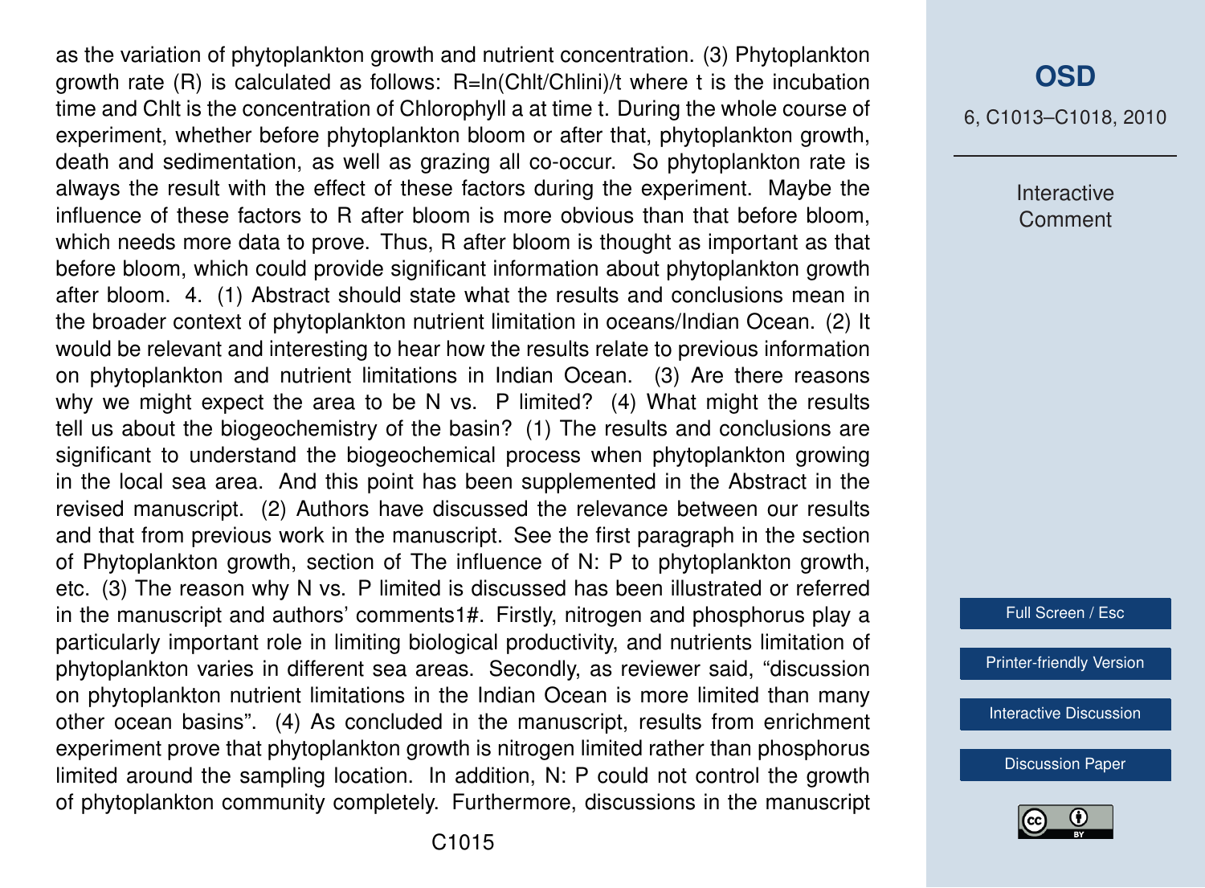as the variation of phytoplankton growth and nutrient concentration. (3) Phytoplankton growth rate (R) is calculated as follows: $R=\ln(Chl_t/Chl_{ini})/t$ where t is the incubation time and $Chl_t$ is the concentration of Chlorophyll a at time t. During the whole course of experiment, whether before phytoplankton bloom or after that, phytoplankton growth, death and sedimentation, as well as grazing all co-occur. So phytoplankton rate is always the result with the effect of these factors during the experiment. Maybe the influence of these factors to R after bloom is more obvious than that before bloom, which needs more data to prove. Thus, R after bloom is thought as important as that before bloom, which could provide significant information about phytoplankton growth after bloom. 4. (1) Abstract should state what the results and conclusions mean in the broader context of phytoplankton nutrient limitation in oceans/Indian Ocean. (2) It would be relevant and interesting to hear how the results relate to previous information on phytoplankton and nutrient limitations in Indian Ocean. (3) Are there reasons why we might expect the area to be N vs. P limited? (4) What might the results tell us about the biogeochemistry of the basin? (1) The results and conclusions are significant to understand the biogeochemical process when phytoplankton growing in the local sea area. And this point has been supplemented in the Abstract in the revised manuscript. (2) Authors have discussed the relevance between our results and that from previous work in the manuscript. See the first paragraph in the section of Phytoplankton growth, section of The influence of N: P to phytoplankton growth, etc. (3) The reason why N vs. P limited is discussed has been illustrated or referred in the manuscript and authors' comments1#. Firstly, nitrogen and phosphorus play a particularly important role in limiting biological productivity, and nutrients limitation of phytoplankton varies in different sea areas. Secondly, as reviewer said, "discussion on phytoplankton nutrient limitations in the Indian Ocean is more limited than many other ocean basins". (4) As concluded in the manuscript, results from enrichment experiment prove that phytoplankton growth is nitrogen limited rather than phosphorus limited around the sampling location. In addition, N: P could not control the growth of phytoplankton community completely. Furthermore, discussions in the manuscript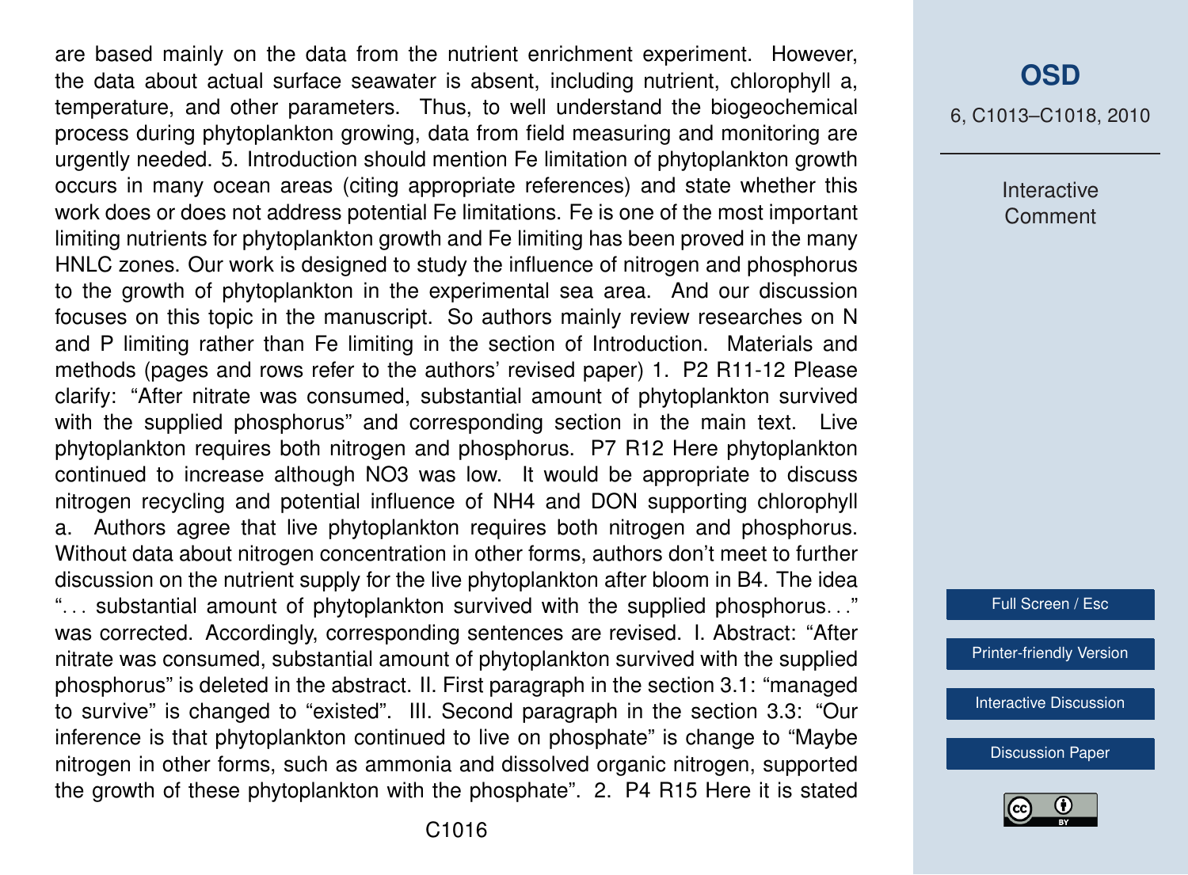are based mainly on the data from the nutrient enrichment experiment. However, the data about actual surface seawater is absent, including nutrient, chlorophyll a, temperature, and other parameters. Thus, to well understand the biogeochemical process during phytoplankton growing, data from field measuring and monitoring are urgently needed. 5. Introduction should mention Fe limitation of phytoplankton growth occurs in many ocean areas (citing appropriate references) and state whether this work does or does not address potential Fe limitations. Fe is one of the most important limiting nutrients for phytoplankton growth and Fe limiting has been proved in the many HNLC zones. Our work is designed to study the influence of nitrogen and phosphorus to the growth of phytoplankton in the experimental sea area. And our discussion focuses on this topic in the manuscript. So authors mainly review researches on N and P limiting rather than Fe limiting in the section of Introduction. Materials and methods (pages and rows refer to the authors' revised paper) 1. P2 R11-12 Please clarify: "After nitrate was consumed, substantial amount of phytoplankton survived with the supplied phosphorus" and corresponding section in the main text. Live phytoplankton requires both nitrogen and phosphorus. P7 R12 Here phytoplankton continued to increase although NO3 was low. It would be appropriate to discuss nitrogen recycling and potential influence of NH4 and DON supporting chlorophyll a. Authors agree that live phytoplankton requires both nitrogen and phosphorus. Without data about nitrogen concentration in other forms, authors don't meet to further discussion on the nutrient supply for the live phytoplankton after bloom in B4. The idea "... substantial amount of phytoplankton survived with the supplied phosphorus..." was corrected. Accordingly, corresponding sentences are revised. I. Abstract: "After nitrate was consumed, substantial amount of phytoplankton survived with the supplied phosphorus" is deleted in the abstract. II. First paragraph in the section 3.1: "managed to survive" is changed to "existed". III. Second paragraph in the section 3.3: "Our inference is that phytoplankton continued to live on phosphate" is change to "Maybe nitrogen in other forms, such as ammonia and dissolved organic nitrogen, supported the growth of these phytoplankton with the phosphate". 2. P4 R15 Here it is stated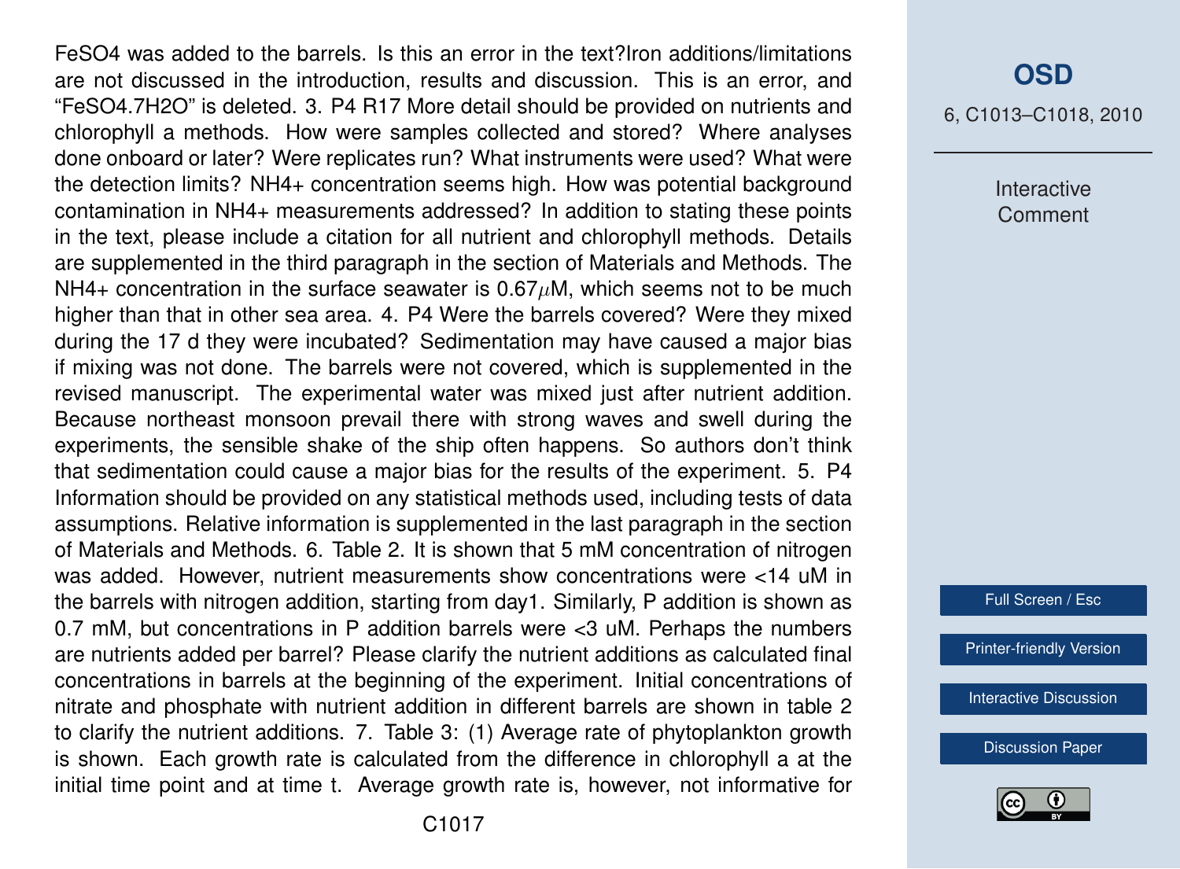$FeSO_4$ was added to the barrels. Is this an error in the text?Iron additions/limitations are not discussed in the introduction, results and discussion. This is an error, and "$FeSO_4.7H_2O$" is deleted. 3. P4 R17 More detail should be provided on nutrients and chlorophyll a methods. How were samples collected and stored? Where analyses done onboard or later? Were replicates run? What instruments were used? What were the detection limits? $NH_4+$ concentration seems high. How was potential background contamination in $NH_4+$ measurements addressed? In addition to stating these points in the text, please include a citation for all nutrient and chlorophyll methods. Details are supplemented in the third paragraph in the section of Materials and Methods. The $NH_4+$ concentration in the surface seawater is $0.67\mu$M, which seems not to be much higher than that in other sea area. 4. P4 Were the barrels covered? Were they mixed during the 17 d they were incubated? Sedimentation may have caused a major bias if mixing was not done. The barrels were not covered, which is supplemented in the revised manuscript. The experimental water was mixed just after nutrient addition. Because northeast monsoon prevail there with strong waves and swell during the experiments, the sensible shake of the ship often happens. So authors don't think that sedimentation could cause a major bias for the results of the experiment. 5. P4 Information should be provided on any statistical methods used, including tests of data assumptions. Relative information is supplemented in the last paragraph in the section of Materials and Methods. 6. Table 2. It is shown that 5 mM concentration of nitrogen was added. However, nutrient measurements show concentrations were <14 uM in the barrels with nitrogen addition, starting from day1. Similarly, P addition is shown as 0.7 mM, but concentrations in P addition barrels were <3 uM. Perhaps the numbers are nutrients added per barrel? Please clarify the nutrient additions as calculated final concentrations in barrels at the beginning of the experiment. Initial concentrations of nitrate and phosphate with nutrient addition in different barrels are shown in table 2 to clarify the nutrient additions. 7. Table 3: (1) Average rate of phytoplankton growth is shown. Each growth rate is calculated from the difference in chlorophyll a at the initial time point and at time t. Average growth rate is, however, not informative for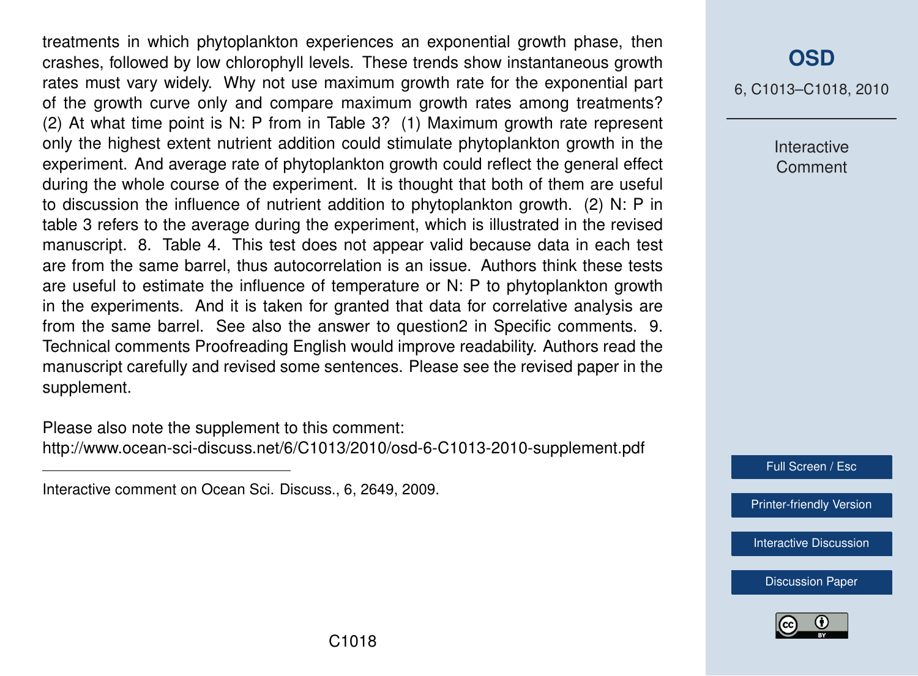treatments in which phytoplankton experiences an exponential growth phase, then crashes, followed by low chlorophyll levels. These trends show instantaneous growth rates must vary widely. Why not use maximum growth rate for the exponential part of the growth curve only and compare maximum growth rates among treatments? (2) At what time point is N: P from in Table 3? (1) Maximum growth rate represent only the highest extent nutrient addition could stimulate phytoplankton growth in the experiment. And average rate of phytoplankton growth could reflect the general effect during the whole course of the experiment. It is thought that both of them are useful to discussion the influence of nutrient addition to phytoplankton growth. (2) N: P in table 3 refers to the average during the experiment, which is illustrated in the revised manuscript. 8. Table 4. This test does not appear valid because data in each test are from the same barrel, thus autocorrelation is an issue. Authors think these tests are useful to estimate the influence of temperature or N: P to phytoplankton growth in the experiments. And it is taken for granted that data for correlative analysis are from the same barrel. See also the answer to question2 in Specific comments. 9. Technical comments Proofreading English would improve readability. Authors read the manuscript carefully and revised some sentences. Please see the revised paper in the supplement.

Please also note the supplement to this comment:
http://www.ocean-sci-discuss.net/6/C1013/2010/osd-6-C1013-2010-supplement.pdf

---

Interactive comment on Ocean Sci. Discuss., 6, 2649, 2009.